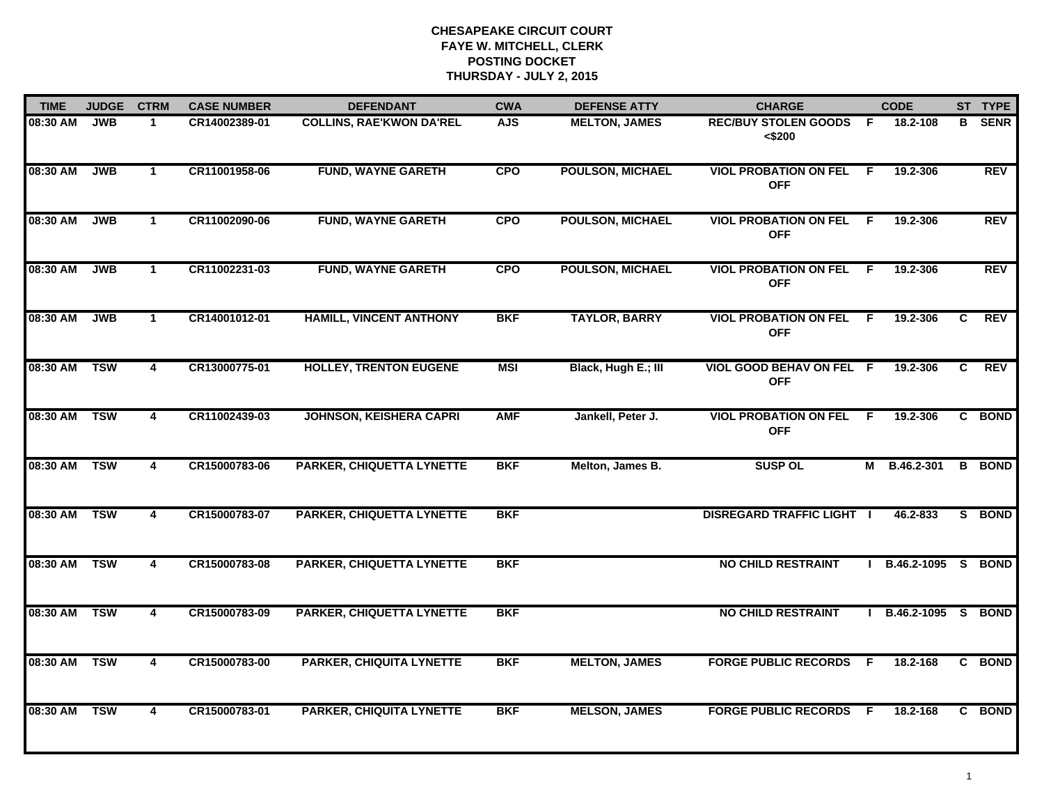# CHESAPEAKE CIRCUIT COURT
## FAYE W. MITCHELL, CLERK
## POSTING DOCKET
## THURSDAY - JULY 2, 2015

| TIME | JUDGE | CTRM | CASE NUMBER | DEFENDANT | CWA | DEFENSE ATTY | CHARGE | | CODE | ST | TYPE |
|---|---|---|---|---|---|---|---|---|---|---|---|
| 08:30 AM | JWB | 1 | CR14002389-01 | COLLINS, RAE'KWON DA'REL | AJS | MELTON, JAMES | REC/BUY STOLEN GOODS <$200 | F | 18.2-108 | B | SENR |
| 08:30 AM | JWB | 1 | CR11001958-06 | FUND, WAYNE GARETH | CPO | POULSON, MICHAEL | VIOL PROBATION ON FEL OFF | F | 19.2-306 | | REV |
| 08:30 AM | JWB | 1 | CR11002090-06 | FUND, WAYNE GARETH | CPO | POULSON, MICHAEL | VIOL PROBATION ON FEL OFF | F | 19.2-306 | | REV |
| 08:30 AM | JWB | 1 | CR11002231-03 | FUND, WAYNE GARETH | CPO | POULSON, MICHAEL | VIOL PROBATION ON FEL OFF | F | 19.2-306 | | REV |
| 08:30 AM | JWB | 1 | CR14001012-01 | HAMILL, VINCENT ANTHONY | BKF | TAYLOR, BARRY | VIOL PROBATION ON FEL OFF | F | 19.2-306 | C | REV |
| 08:30 AM | TSW | 4 | CR13000775-01 | HOLLEY, TRENTON EUGENE | MSI | Black, Hugh E.; III | VIOL GOOD BEHAV ON FEL OFF | F | 19.2-306 | C | REV |
| 08:30 AM | TSW | 4 | CR11002439-03 | JOHNSON, KEISHERA CAPRI | AMF | Jankell, Peter J. | VIOL PROBATION ON FEL OFF | F | 19.2-306 | C | BOND |
| 08:30 AM | TSW | 4 | CR15000783-06 | PARKER, CHIQUETTA LYNETTE | BKF | Melton, James B. | SUSP OL | M | B.46.2-301 | B | BOND |
| 08:30 AM | TSW | 4 | CR15000783-07 | PARKER, CHIQUETTA LYNETTE | BKF | | DISREGARD TRAFFIC LIGHT | I | 46.2-833 | S | BOND |
| 08:30 AM | TSW | 4 | CR15000783-08 | PARKER, CHIQUETTA LYNETTE | BKF | | NO CHILD RESTRAINT | I | B.46.2-1095 | S | BOND |
| 08:30 AM | TSW | 4 | CR15000783-09 | PARKER, CHIQUETTA LYNETTE | BKF | | NO CHILD RESTRAINT | I | B.46.2-1095 | S | BOND |
| 08:30 AM | TSW | 4 | CR15000783-00 | PARKER, CHIQUITA LYNETTE | BKF | MELTON, JAMES | FORGE PUBLIC RECORDS | F | 18.2-168 | C | BOND |
| 08:30 AM | TSW | 4 | CR15000783-01 | PARKER, CHIQUITA LYNETTE | BKF | MELSON, JAMES | FORGE PUBLIC RECORDS | F | 18.2-168 | C | BOND |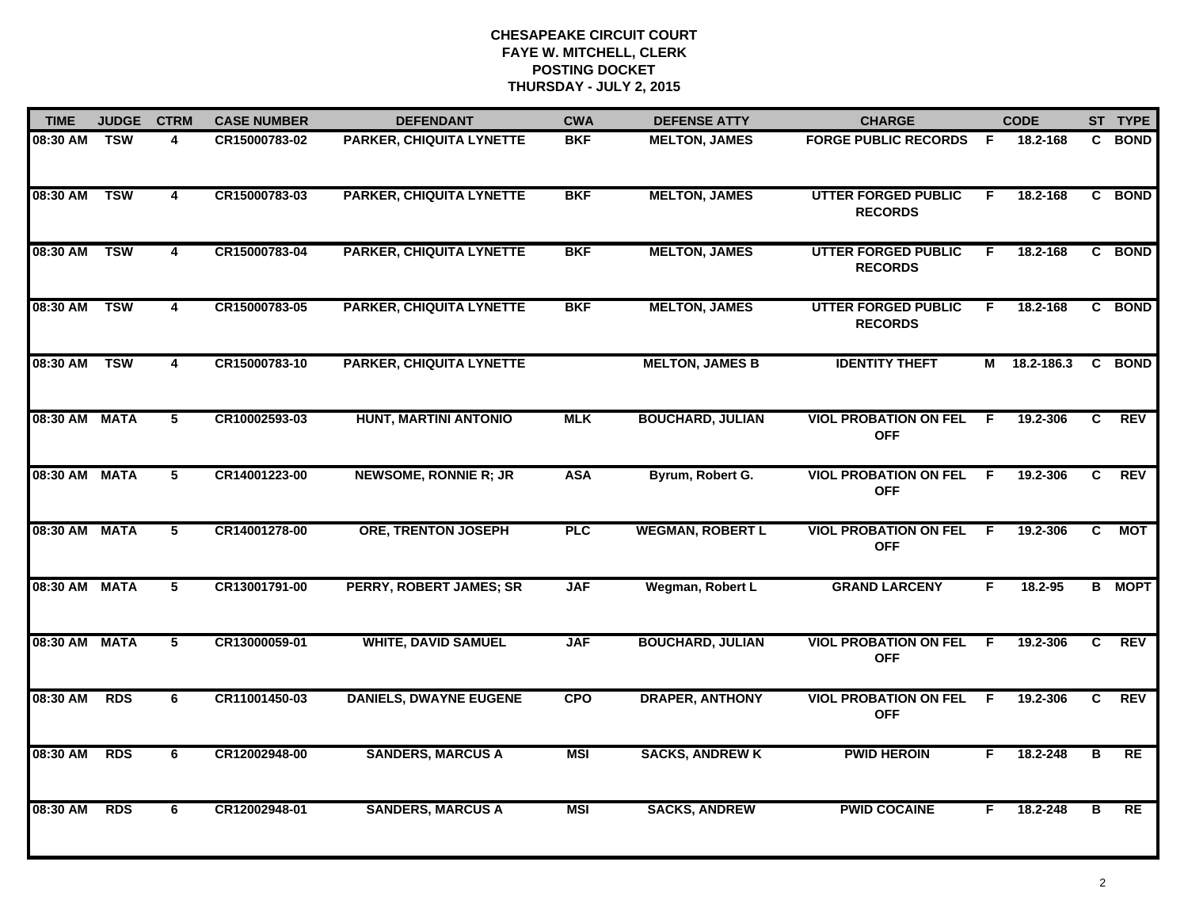**CHESAPEAKE CIRCUIT COURT**
**FAYE W. MITCHELL, CLERK**
**POSTING DOCKET**
**THURSDAY - JULY 2, 2015**

| TIME | JUDGE | CTRM | CASE NUMBER | DEFENDANT | CWA | DEFENSE ATTY | CHARGE | | CODE | ST | TYPE |
|---|---|---|---|---|---|---|---|---|---|---|---|
| 08:30 AM | TSW | 4 | CR15000783-02 | PARKER, CHIQUITA LYNETTE | BKF | MELTON, JAMES | FORGE PUBLIC RECORDS | F | 18.2-168 | C | BOND |
| 08:30 AM | TSW | 4 | CR15000783-03 | PARKER, CHIQUITA LYNETTE | BKF | MELTON, JAMES | UTTER FORGED PUBLIC RECORDS | F | 18.2-168 | C | BOND |
| 08:30 AM | TSW | 4 | CR15000783-04 | PARKER, CHIQUITA LYNETTE | BKF | MELTON, JAMES | UTTER FORGED PUBLIC RECORDS | F | 18.2-168 | C | BOND |
| 08:30 AM | TSW | 4 | CR15000783-05 | PARKER, CHIQUITA LYNETTE | BKF | MELTON, JAMES | UTTER FORGED PUBLIC RECORDS | F | 18.2-168 | C | BOND |
| 08:30 AM | TSW | 4 | CR15000783-10 | PARKER, CHIQUITA LYNETTE | | MELTON, JAMES B | IDENTITY THEFT | M | 18.2-186.3 | C | BOND |
| 08:30 AM | MATA | 5 | CR10002593-03 | HUNT, MARTINI ANTONIO | MLK | BOUCHARD, JULIAN | VIOL PROBATION ON FEL OFF | F | 19.2-306 | C | REV |
| 08:30 AM | MATA | 5 | CR14001223-00 | NEWSOME, RONNIE R; JR | ASA | Byrum, Robert G. | VIOL PROBATION ON FEL OFF | F | 19.2-306 | C | REV |
| 08:30 AM | MATA | 5 | CR14001278-00 | ORE, TRENTON JOSEPH | PLC | WEGMAN, ROBERT L | VIOL PROBATION ON FEL OFF | F | 19.2-306 | C | MOT |
| 08:30 AM | MATA | 5 | CR13001791-00 | PERRY, ROBERT JAMES; SR | JAF | Wegman, Robert L | GRAND LARCENY | F | 18.2-95 | B | MOPT |
| 08:30 AM | MATA | 5 | CR13000059-01 | WHITE, DAVID SAMUEL | JAF | BOUCHARD, JULIAN | VIOL PROBATION ON FEL OFF | F | 19.2-306 | C | REV |
| 08:30 AM | RDS | 6 | CR11001450-03 | DANIELS, DWAYNE EUGENE | CPO | DRAPER, ANTHONY | VIOL PROBATION ON FEL OFF | F | 19.2-306 | C | REV |
| 08:30 AM | RDS | 6 | CR12002948-00 | SANDERS, MARCUS A | MSI | SACKS, ANDREW K | PWID HEROIN | F | 18.2-248 | B | RE |
| 08:30 AM | RDS | 6 | CR12002948-01 | SANDERS, MARCUS A | MSI | SACKS, ANDREW | PWID COCAINE | F | 18.2-248 | B | RE |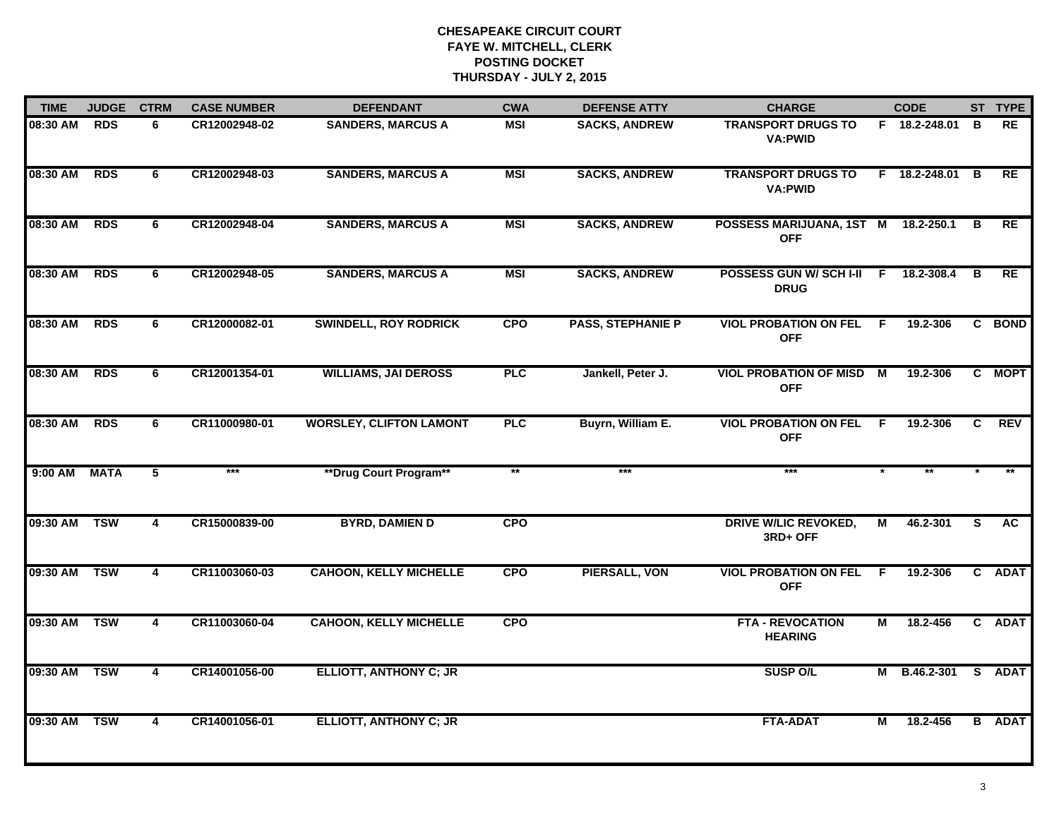**CHESAPEAKE CIRCUIT COURT**
**FAYE W. MITCHELL, CLERK**
**POSTING DOCKET**
**THURSDAY - JULY 2, 2015**

| TIME | JUDGE | CTRM | CASE NUMBER | DEFENDANT | CWA | DEFENSE ATTY | CHARGE | | CODE | ST | TYPE |
|---|---|---|---|---|---|---|---|---|---|---|---|
| 08:30 AM | RDS | 6 | CR12002948-02 | SANDERS, MARCUS A | MSI | SACKS, ANDREW | TRANSPORT DRUGS TO VA:PWID | F | 18.2-248.01 | B | RE |
| 08:30 AM | RDS | 6 | CR12002948-03 | SANDERS, MARCUS A | MSI | SACKS, ANDREW | TRANSPORT DRUGS TO VA:PWID | F | 18.2-248.01 | B | RE |
| 08:30 AM | RDS | 6 | CR12002948-04 | SANDERS, MARCUS A | MSI | SACKS, ANDREW | POSSESS MARIJUANA, 1ST OFF | M | 18.2-250.1 | B | RE |
| 08:30 AM | RDS | 6 | CR12002948-05 | SANDERS, MARCUS A | MSI | SACKS, ANDREW | POSSESS GUN W/ SCH I-II DRUG | F | 18.2-308.4 | B | RE |
| 08:30 AM | RDS | 6 | CR12000082-01 | SWINDELL, ROY RODRICK | CPO | PASS, STEPHANIE P | VIOL PROBATION ON FEL OFF | F | 19.2-306 | C | BOND |
| 08:30 AM | RDS | 6 | CR12001354-01 | WILLIAMS, JAI DEROSS | PLC | Jankell, Peter J. | VIOL PROBATION OF MISD OFF | M | 19.2-306 | C | MOPT |
| 08:30 AM | RDS | 6 | CR11000980-01 | WORSLEY, CLIFTON LAMONT | PLC | Buyrn, William E. | VIOL PROBATION ON FEL OFF | F | 19.2-306 | C | REV |
| 9:00 AM | MATA | 5 | *** | **Drug Court Program** | ** | *** | *** | * | ** | * | ** |
| 09:30 AM | TSW | 4 | CR15000839-00 | BYRD, DAMIEN D | CPO | | DRIVE W/LIC REVOKED, 3RD+ OFF | M | 46.2-301 | S | AC |
| 09:30 AM | TSW | 4 | CR11003060-03 | CAHOON, KELLY MICHELLE | CPO | PIERSALL, VON | VIOL PROBATION ON FEL OFF | F | 19.2-306 | C | ADAT |
| 09:30 AM | TSW | 4 | CR11003060-04 | CAHOON, KELLY MICHELLE | CPO | | FTA - REVOCATION HEARING | M | 18.2-456 | C | ADAT |
| 09:30 AM | TSW | 4 | CR14001056-00 | ELLIOTT, ANTHONY C; JR | | | SUSP O/L | M | B.46.2-301 | S | ADAT |
| 09:30 AM | TSW | 4 | CR14001056-01 | ELLIOTT, ANTHONY C; JR | | | FTA-ADAT | M | 18.2-456 | B | ADAT |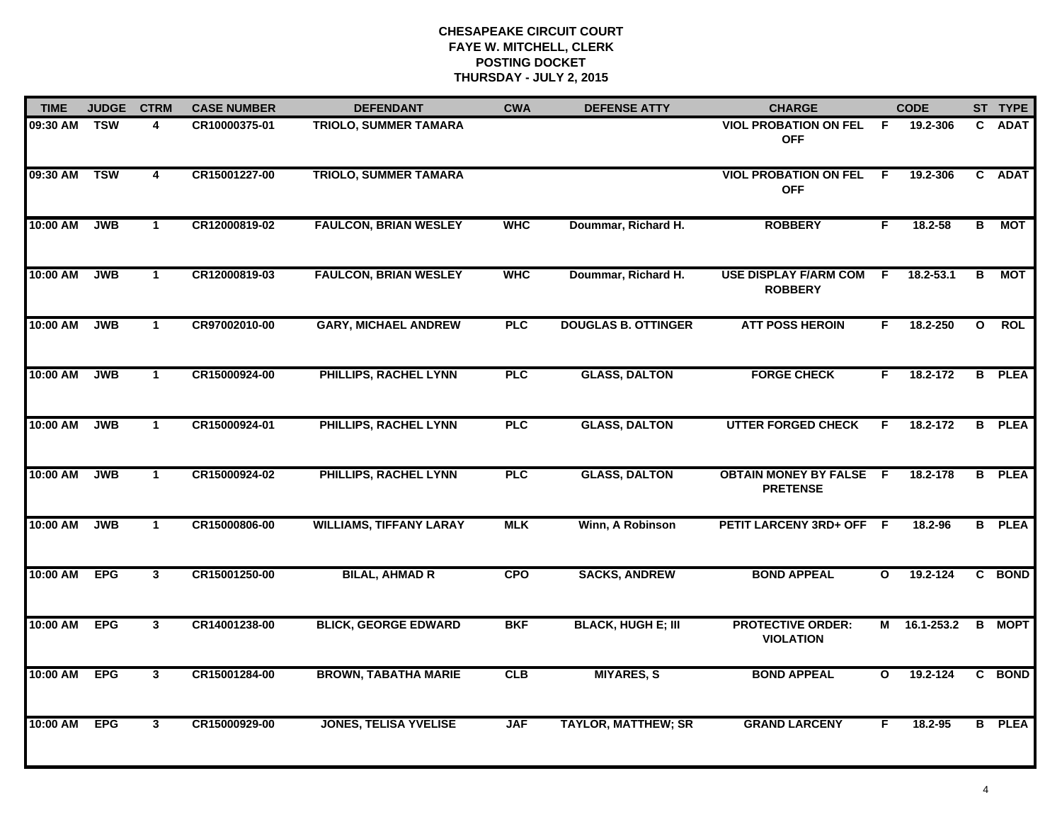# CHESAPEAKE CIRCUIT COURT
## FAYE W. MITCHELL, CLERK
## POSTING DOCKET
## THURSDAY - JULY 2, 2015

| TIME | JUDGE | CTRM | CASE NUMBER | DEFENDANT | CWA | DEFENSE ATTY | CHARGE | | CODE | ST | TYPE |
|---|---|---|---|---|---|---|---|---|---|---|---|
| 09:30 AM | TSW | 4 | CR10000375-01 | TRIOLO, SUMMER TAMARA | | | VIOL PROBATION ON FEL OFF | F | 19.2-306 | C | ADAT |
| 09:30 AM | TSW | 4 | CR15001227-00 | TRIOLO, SUMMER TAMARA | | | VIOL PROBATION ON FEL OFF | F | 19.2-306 | C | ADAT |
| 10:00 AM | JWB | 1 | CR12000819-02 | FAULCON, BRIAN WESLEY | WHC | Doummar, Richard H. | ROBBERY | F | 18.2-58 | B | MOT |
| 10:00 AM | JWB | 1 | CR12000819-03 | FAULCON, BRIAN WESLEY | WHC | Doummar, Richard H. | USE DISPLAY F/ARM COM ROBBERY | F | 18.2-53.1 | B | MOT |
| 10:00 AM | JWB | 1 | CR97002010-00 | GARY, MICHAEL ANDREW | PLC | DOUGLAS B. OTTINGER | ATT POSS HEROIN | F | 18.2-250 | O | ROL |
| 10:00 AM | JWB | 1 | CR15000924-00 | PHILLIPS, RACHEL LYNN | PLC | GLASS, DALTON | FORGE CHECK | F | 18.2-172 | B | PLEA |
| 10:00 AM | JWB | 1 | CR15000924-01 | PHILLIPS, RACHEL LYNN | PLC | GLASS, DALTON | UTTER FORGED CHECK | F | 18.2-172 | B | PLEA |
| 10:00 AM | JWB | 1 | CR15000924-02 | PHILLIPS, RACHEL LYNN | PLC | GLASS, DALTON | OBTAIN MONEY BY FALSE PRETENSE | F | 18.2-178 | B | PLEA |
| 10:00 AM | JWB | 1 | CR15000806-00 | WILLIAMS, TIFFANY LARAY | MLK | Winn, A Robinson | PETIT LARCENY 3RD+ OFF | F | 18.2-96 | B | PLEA |
| 10:00 AM | EPG | 3 | CR15001250-00 | BILAL, AHMAD R | CPO | SACKS, ANDREW | BOND APPEAL | O | 19.2-124 | C | BOND |
| 10:00 AM | EPG | 3 | CR14001238-00 | BLICK, GEORGE EDWARD | BKF | BLACK, HUGH E; III | PROTECTIVE ORDER: VIOLATION | M | 16.1-253.2 | B | MOPT |
| 10:00 AM | EPG | 3 | CR15001284-00 | BROWN, TABATHA MARIE | CLB | MIYARES, S | BOND APPEAL | O | 19.2-124 | C | BOND |
| 10:00 AM | EPG | 3 | CR15000929-00 | JONES, TELISA YVELISE | JAF | TAYLOR, MATTHEW; SR | GRAND LARCENY | F | 18.2-95 | B | PLEA |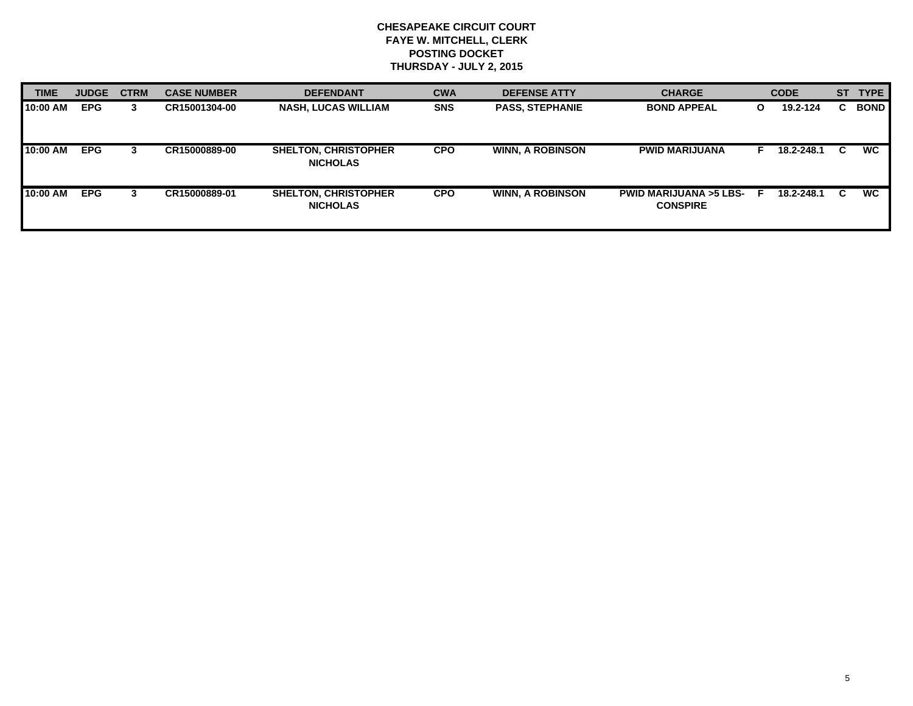**CHESAPEAKE CIRCUIT COURT**
**FAYE W. MITCHELL, CLERK**
**POSTING DOCKET**
**THURSDAY - JULY 2, 2015**

| TIME | JUDGE | CTRM | CASE NUMBER | DEFENDANT | CWA | DEFENSE ATTY | CHARGE | | CODE | ST | TYPE |
|---|---|---|---|---|---|---|---|---|---|---|---|
| 10:00 AM | EPG | 3 | CR15001304-00 | NASH, LUCAS WILLIAM | SNS | PASS, STEPHANIE | BOND APPEAL | O | 19.2-124 | C | BOND |
| 10:00 AM | EPG | 3 | CR15000889-00 | SHELTON, CHRISTOPHER NICHOLAS | CPO | WINN, A ROBINSON | PWID MARIJUANA | F | 18.2-248.1 | C | WC |
| 10:00 AM | EPG | 3 | CR15000889-01 | SHELTON, CHRISTOPHER NICHOLAS | CPO | WINN, A ROBINSON | PWID MARIJUANA >5 LBS-CONSPIRE | F | 18.2-248.1 | C | WC |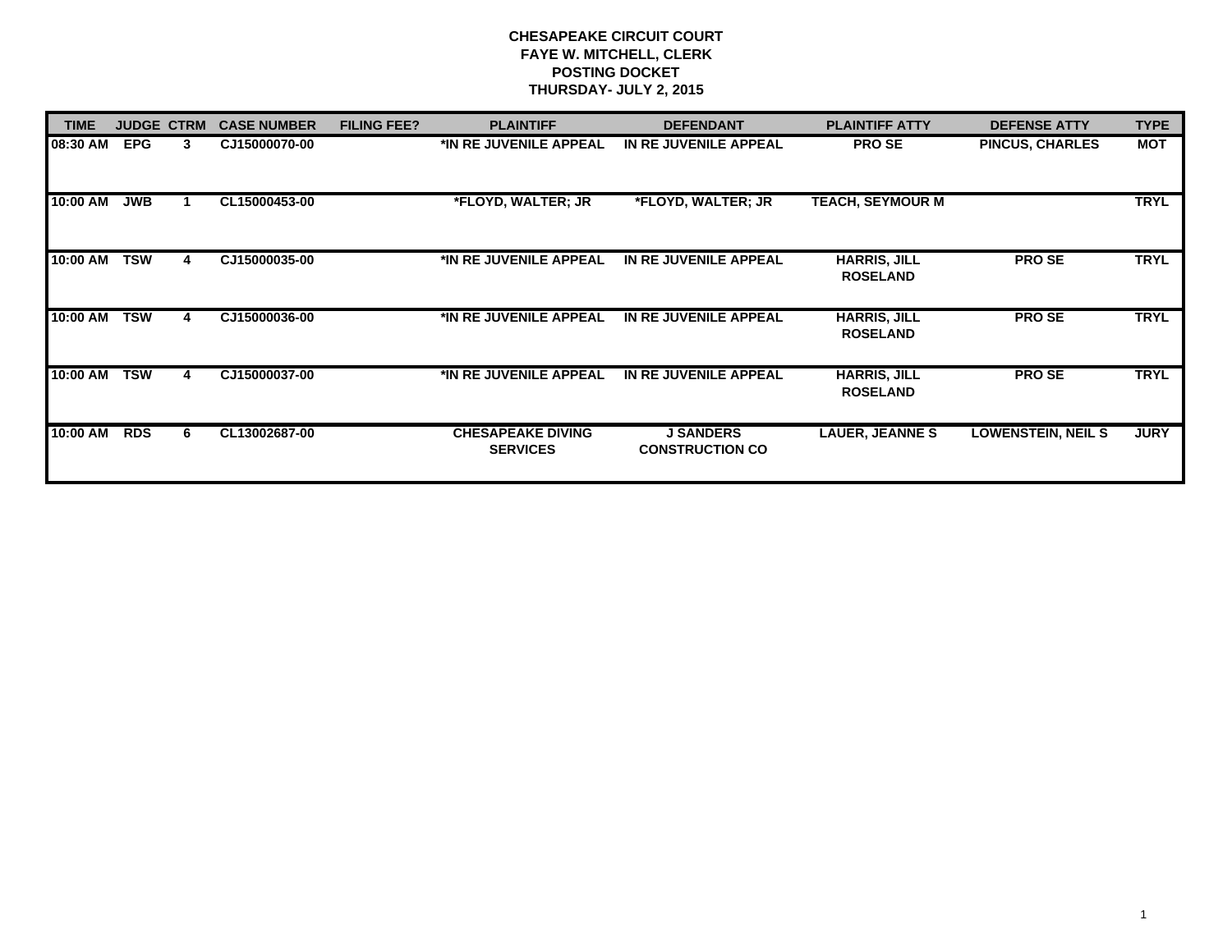**CHESAPEAKE CIRCUIT COURT**
**FAYE W. MITCHELL, CLERK**
**POSTING DOCKET**
**THURSDAY- JULY 2, 2015**

| TIME | JUDGE | CTRM | CASE NUMBER | FILING FEE? | PLAINTIFF | DEFENDANT | PLAINTIFF ATTY | DEFENSE ATTY | TYPE |
|---|---|---|---|---|---|---|---|---|---|
| 08:30 AM | EPG | 3 | CJ15000070-00 | | *IN RE JUVENILE APPEAL | IN RE JUVENILE APPEAL | PRO SE | PINCUS, CHARLES | MOT |
| 10:00 AM | JWB | 1 | CL15000453-00 | | *FLOYD, WALTER; JR | *FLOYD, WALTER; JR | TEACH, SEYMOUR M | | TRYL |
| 10:00 AM | TSW | 4 | CJ15000035-00 | | *IN RE JUVENILE APPEAL | IN RE JUVENILE APPEAL | HARRIS, JILL ROSELAND | PRO SE | TRYL |
| 10:00 AM | TSW | 4 | CJ15000036-00 | | *IN RE JUVENILE APPEAL | IN RE JUVENILE APPEAL | HARRIS, JILL ROSELAND | PRO SE | TRYL |
| 10:00 AM | TSW | 4 | CJ15000037-00 | | *IN RE JUVENILE APPEAL | IN RE JUVENILE APPEAL | HARRIS, JILL ROSELAND | PRO SE | TRYL |
| 10:00 AM | RDS | 6 | CL13002687-00 | | CHESAPEAKE DIVING SERVICES | J SANDERS CONSTRUCTION CO | LAUER, JEANNE S | LOWENSTEIN, NEIL S | JURY |